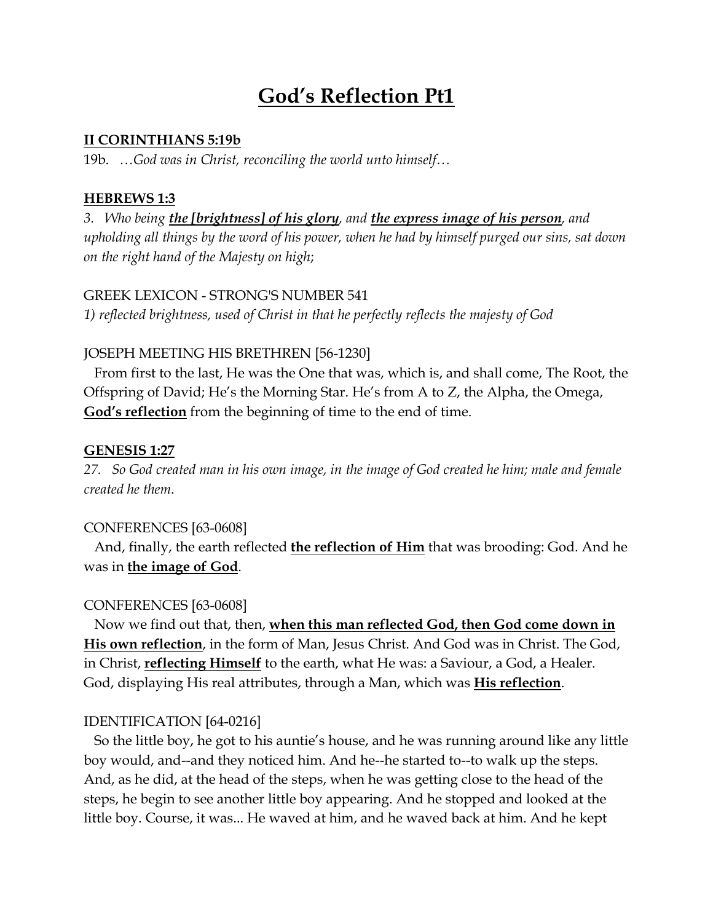# God's Reflection Pt1

**II CORINTHIANS 5:19b**

19b. *…God was in Christ, reconciling the world unto himself…*

**HEBREWS 1:3**

*3. Who being **the [brightness] of his glory**, and **the express image of his person**, and upholding all things by the word of his power, when he had by himself purged our sins, sat down on the right hand of the Majesty on high*;

GREEK LEXICON - STRONG'S NUMBER 541

*1) reflected brightness, used of Christ in that he perfectly reflects the majesty of God*

JOSEPH MEETING HIS BRETHREN [56-1230]

From first to the last, He was the One that was, which is, and shall come, The Root, the Offspring of David; He's the Morning Star. He's from A to Z, the Alpha, the Omega, **God's reflection** from the beginning of time to the end of time.

**GENESIS 1:27**

*27. So God created man in his own image, in the image of God created he him; male and female created he them*.

CONFERENCES [63-0608]

And, finally, the earth reflected **the reflection of Him** that was brooding: God. And he was in **the image of God**.

CONFERENCES [63-0608]

Now we find out that, then, **when this man reflected God, then God come down in His own reflection**, in the form of Man, Jesus Christ. And God was in Christ. The God, in Christ, **reflecting Himself** to the earth, what He was: a Saviour, a God, a Healer. God, displaying His real attributes, through a Man, which was **His reflection**.

IDENTIFICATION [64-0216]

So the little boy, he got to his auntie's house, and he was running around like any little boy would, and--and they noticed him. And he--he started to--to walk up the steps. And, as he did, at the head of the steps, when he was getting close to the head of the steps, he begin to see another little boy appearing. And he stopped and looked at the little boy. Course, it was... He waved at him, and he waved back at him. And he kept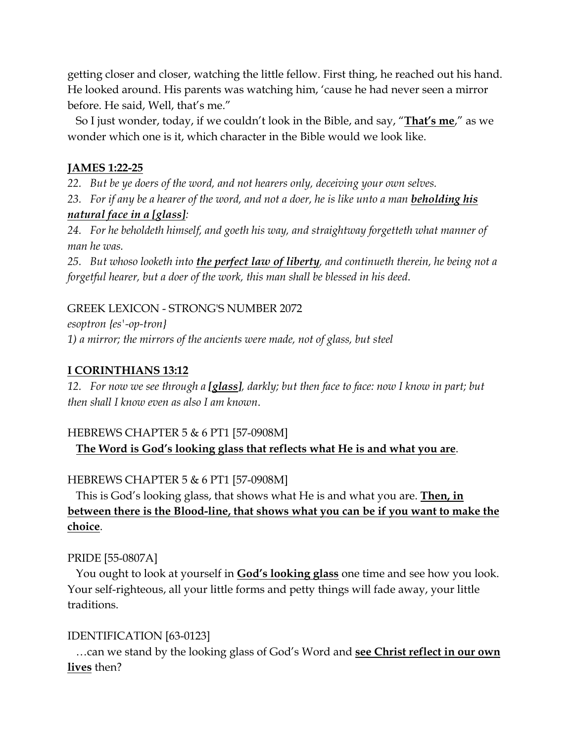getting closer and closer, watching the little fellow. First thing, he reached out his hand. He looked around. His parents was watching him, 'cause he had never seen a mirror before. He said, Well, that's me."

So I just wonder, today, if we couldn't look in the Bible, and say, "**<u>That's me</u>**," as we wonder which one is it, which character in the Bible would we look like.

**<u>JAMES 1:22-25</u>**

*22. But be ye doers of the word, and not hearers only, deceiving your own selves.*

*23. For if any be a hearer of the word, and not a doer, he is like unto a man **<u>beholding his natural face in a [glass]</u>**:*

*24. For he beholdeth himself, and goeth his way, and straightway forgetteth what manner of man he was.*

*25. But whoso looketh into **<u>the perfect law of liberty</u>**, and continueth therein, he being not a forgetful hearer, but a doer of the work, this man shall be blessed in his deed.*

GREEK LEXICON - STRONG'S NUMBER 2072

*esoptron {es'-op-tron}*

*1) a mirror; the mirrors of the ancients were made, not of glass, but steel*

**<u>I CORINTHIANS 13:12</u>**

*12. For now we see through a **<u>[glass]</u>**, darkly; but then face to face: now I know in part; but then shall I know even as also I am known.*

HEBREWS CHAPTER 5 & 6 PT1 [57-0908M]

**<u>The Word is God's looking glass that reflects what He is and what you are</u>**.

HEBREWS CHAPTER 5 & 6 PT1 [57-0908M]

This is God's looking glass, that shows what He is and what you are. **<u>Then, in between there is the Blood-line, that shows what you can be if you want to make the choice</u>**.

PRIDE [55-0807A]

You ought to look at yourself in **<u>God's looking glass</u>** one time and see how you look. Your self-righteous, all your little forms and petty things will fade away, your little traditions.

IDENTIFICATION [63-0123]

…can we stand by the looking glass of God's Word and **<u>see Christ reflect in our own lives</u>** then?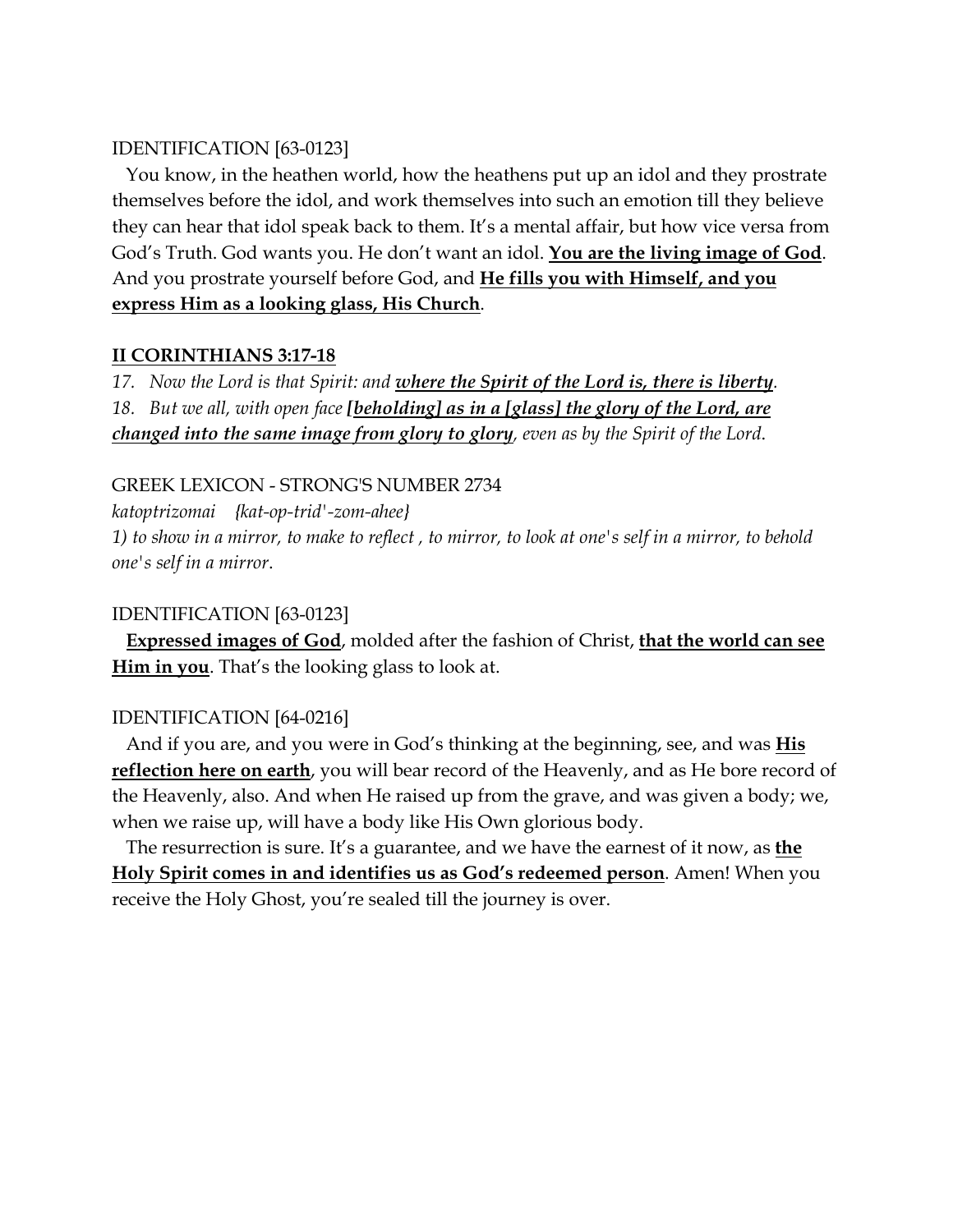IDENTIFICATION [63-0123]

You know, in the heathen world, how the heathens put up an idol and they prostrate themselves before the idol, and work themselves into such an emotion till they believe they can hear that idol speak back to them. It's a mental affair, but how vice versa from God's Truth. God wants you. He don't want an idol. <u>**You are the living image of God**</u>. And you prostrate yourself before God, and <u>**He fills you with Himself, and you express Him as a looking glass, His Church**</u>.

<u>**II CORINTHIANS 3:17-18**</u>

*17. Now the Lord is that Spirit: and <u>**where the Spirit of the Lord is, there is liberty**</u>.*
*18. But we all, with open face <u>**[beholding] as in a [glass] the glory of the Lord, are changed into the same image from glory to glory**</u>, even as by the Spirit of the Lord.*

GREEK LEXICON - STRONG'S NUMBER 2734

*katoptrizomai {kat-op-trid'-zom-ahee}*
*1) to show in a mirror, to make to reflect , to mirror, to look at one's self in a mirror, to behold one's self in a mirror.*

IDENTIFICATION [63-0123]

<u>**Expressed images of God**</u>, molded after the fashion of Christ, <u>**that the world can see Him in you**</u>. That's the looking glass to look at.

IDENTIFICATION [64-0216]

And if you are, and you were in God's thinking at the beginning, see, and was <u>**His reflection here on earth**</u>, you will bear record of the Heavenly, and as He bore record of the Heavenly, also. And when He raised up from the grave, and was given a body; we, when we raise up, will have a body like His Own glorious body.

The resurrection is sure. It's a guarantee, and we have the earnest of it now, as <u>**the Holy Spirit comes in and identifies us as God's redeemed person**</u>. Amen! When you receive the Holy Ghost, you're sealed till the journey is over.